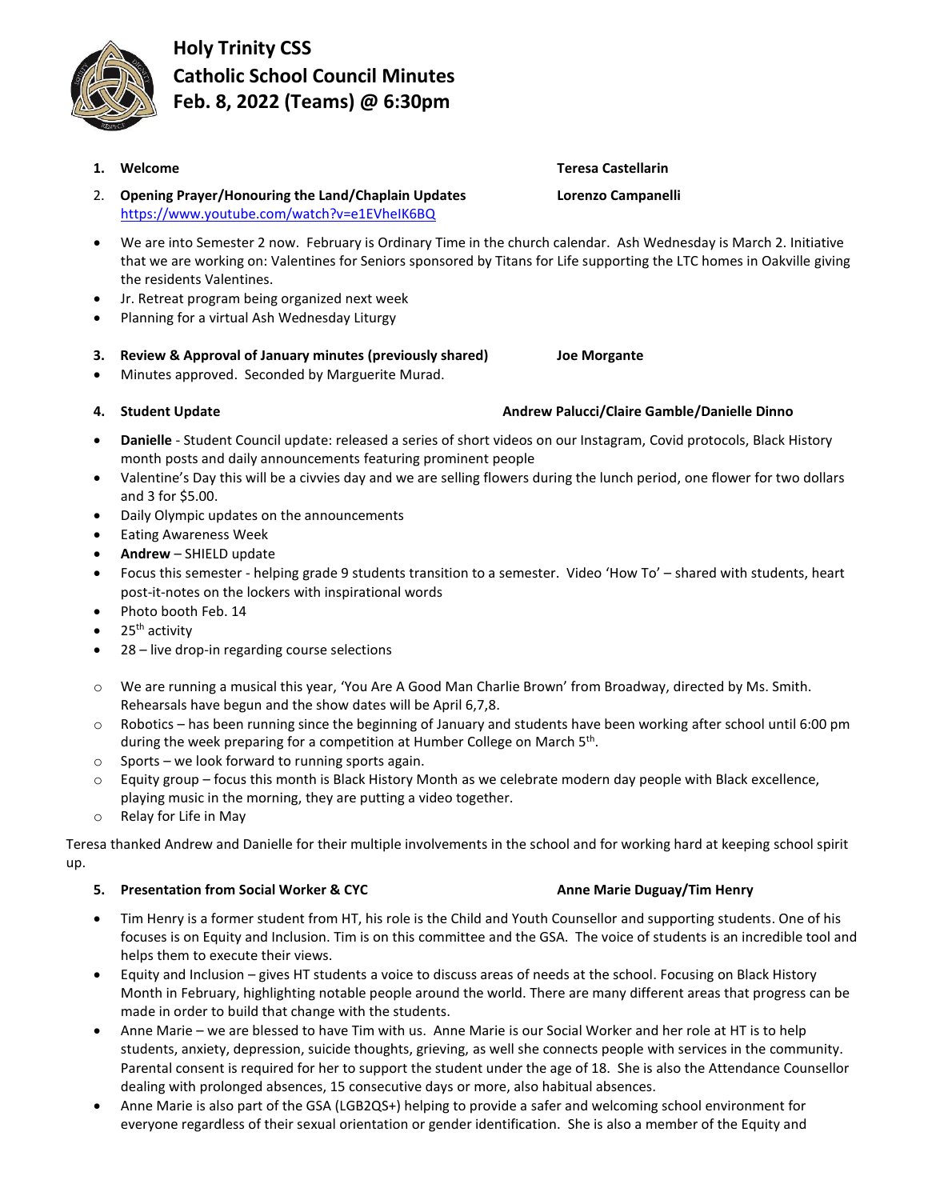# Holy Trinity CSS
## Catholic School Council Minutes
## Feb. 8, 2022 (Teams) @ 6:30pm

1. **Welcome** — **Teresa Castellarin**

2. **Opening Prayer/Honouring the Land/Chaplain Updates** — **Lorenzo Campanelli**
   https://www.youtube.com/watch?v=e1EVheIK6BQ

- We are into Semester 2 now. February is Ordinary Time in the church calendar. Ash Wednesday is March 2. Initiative that we are working on: Valentines for Seniors sponsored by Titans for Life supporting the LTC homes in Oakville giving the residents Valentines.
- Jr. Retreat program being organized next week
- Planning for a virtual Ash Wednesday Liturgy

3. **Review & Approval of January minutes (previously shared)** — **Joe Morgante**

- Minutes approved. Seconded by Marguerite Murad.

4. **Student Update** — **Andrew Palucci/Claire Gamble/Danielle Dinno**

- **Danielle** - Student Council update: released a series of short videos on our Instagram, Covid protocols, Black History month posts and daily announcements featuring prominent people
- Valentine's Day this will be a civvies day and we are selling flowers during the lunch period, one flower for two dollars and 3 for $5.00.
- Daily Olympic updates on the announcements
- Eating Awareness Week
- **Andrew** – SHIELD update
- Focus this semester - helping grade 9 students transition to a semester. Video 'How To' – shared with students, heart post-it-notes on the lockers with inspirational words
- Photo booth Feb. 14
- 25th activity
- 28 – live drop-in regarding course selections

  - We are running a musical this year, 'You Are A Good Man Charlie Brown' from Broadway, directed by Ms. Smith. Rehearsals have begun and the show dates will be April 6,7,8.
  - Robotics – has been running since the beginning of January and students have been working after school until 6:00 pm during the week preparing for a competition at Humber College on March 5th.
  - Sports – we look forward to running sports again.
  - Equity group – focus this month is Black History Month as we celebrate modern day people with Black excellence, playing music in the morning, they are putting a video together.
  - Relay for Life in May

Teresa thanked Andrew and Danielle for their multiple involvements in the school and for working hard at keeping school spirit up.

5. **Presentation from Social Worker & CYC** — **Anne Marie Duguay/Tim Henry**

- Tim Henry is a former student from HT, his role is the Child and Youth Counsellor and supporting students. One of his focuses is on Equity and Inclusion. Tim is on this committee and the GSA. The voice of students is an incredible tool and helps them to execute their views.
- Equity and Inclusion – gives HT students a voice to discuss areas of needs at the school. Focusing on Black History Month in February, highlighting notable people around the world. There are many different areas that progress can be made in order to build that change with the students.
- Anne Marie – we are blessed to have Tim with us. Anne Marie is our Social Worker and her role at HT is to help students, anxiety, depression, suicide thoughts, grieving, as well she connects people with services in the community. Parental consent is required for her to support the student under the age of 18. She is also the Attendance Counsellor dealing with prolonged absences, 15 consecutive days or more, also habitual absences.
- Anne Marie is also part of the GSA (LGB2QS+) helping to provide a safer and welcoming school environment for everyone regardless of their sexual orientation or gender identification. She is also a member of the Equity and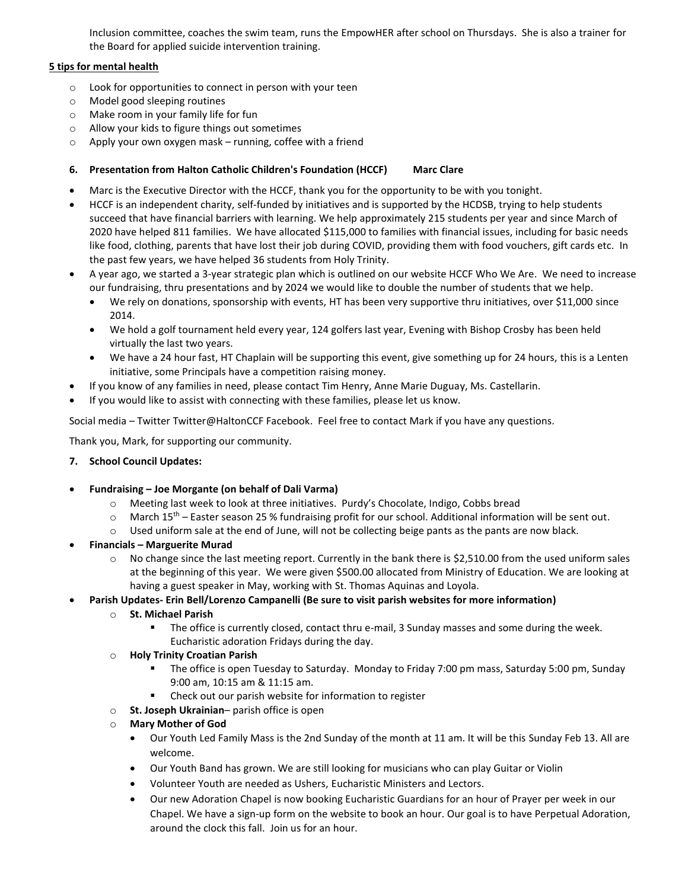Inclusion committee, coaches the swim team, runs the EmpowHER after school on Thursdays. She is also a trainer for the Board for applied suicide intervention training.

**5 tips for mental health**

- Look for opportunities to connect in person with your teen
- Model good sleeping routines
- Make room in your family life for fun
- Allow your kids to figure things out sometimes
- Apply your own oxygen mask – running, coffee with a friend

**6. Presentation from Halton Catholic Children's Foundation (HCCF) Marc Clare**

- Marc is the Executive Director with the HCCF, thank you for the opportunity to be with you tonight.
- HCCF is an independent charity, self-funded by initiatives and is supported by the HCDSB, trying to help students succeed that have financial barriers with learning. We help approximately 215 students per year and since March of 2020 have helped 811 families. We have allocated $115,000 to families with financial issues, including for basic needs like food, clothing, parents that have lost their job during COVID, providing them with food vouchers, gift cards etc. In the past few years, we have helped 36 students from Holy Trinity.
- A year ago, we started a 3-year strategic plan which is outlined on our website HCCF Who We Are. We need to increase our fundraising, thru presentations and by 2024 we would like to double the number of students that we help.
  - We rely on donations, sponsorship with events, HT has been very supportive thru initiatives, over $11,000 since 2014.
  - We hold a golf tournament held every year, 124 golfers last year, Evening with Bishop Crosby has been held virtually the last two years.
  - We have a 24 hour fast, HT Chaplain will be supporting this event, give something up for 24 hours, this is a Lenten initiative, some Principals have a competition raising money.
- If you know of any families in need, please contact Tim Henry, Anne Marie Duguay, Ms. Castellarin.
- If you would like to assist with connecting with these families, please let us know.

Social media – Twitter Twitter@HaltonCCF Facebook. Feel free to contact Mark if you have any questions.

Thank you, Mark, for supporting our community.

**7. School Council Updates:**

- **Fundraising – Joe Morgante (on behalf of Dali Varma)**
  - Meeting last week to look at three initiatives. Purdy's Chocolate, Indigo, Cobbs bread
  - March 15th – Easter season 25 % fundraising profit for our school. Additional information will be sent out.
  - Used uniform sale at the end of June, will not be collecting beige pants as the pants are now black.
- **Financials – Marguerite Murad**
  - No change since the last meeting report. Currently in the bank there is $2,510.00 from the used uniform sales at the beginning of this year. We were given $500.00 allocated from Ministry of Education. We are looking at having a guest speaker in May, working with St. Thomas Aquinas and Loyola.
- **Parish Updates- Erin Bell/Lorenzo Campanelli (Be sure to visit parish websites for more information)**
  - **St. Michael Parish**
    - The office is currently closed, contact thru e-mail, 3 Sunday masses and some during the week. Eucharistic adoration Fridays during the day.
  - **Holy Trinity Croatian Parish**
    - The office is open Tuesday to Saturday. Monday to Friday 7:00 pm mass, Saturday 5:00 pm, Sunday 9:00 am, 10:15 am & 11:15 am.
    - Check out our parish website for information to register
  - **St. Joseph Ukrainian**– parish office is open
  - **Mary Mother of God**
    - Our Youth Led Family Mass is the 2nd Sunday of the month at 11 am. It will be this Sunday Feb 13. All are welcome.
    - Our Youth Band has grown. We are still looking for musicians who can play Guitar or Violin
    - Volunteer Youth are needed as Ushers, Eucharistic Ministers and Lectors.
    - Our new Adoration Chapel is now booking Eucharistic Guardians for an hour of Prayer per week in our Chapel. We have a sign-up form on the website to book an hour. Our goal is to have Perpetual Adoration, around the clock this fall. Join us for an hour.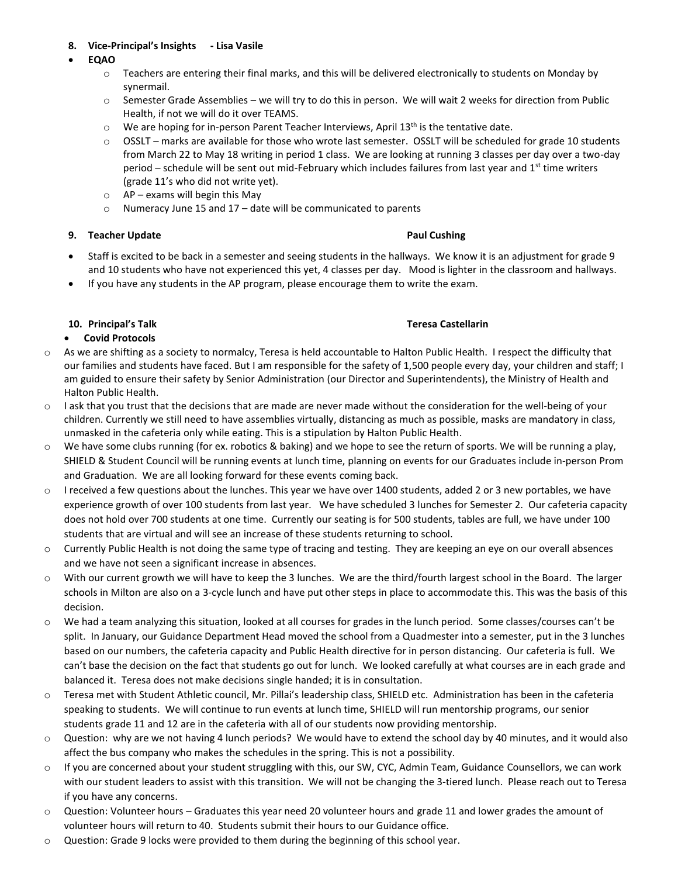## 8. Vice-Principal's Insights - Lisa Vasile

- **EQAO**
  - Teachers are entering their final marks, and this will be delivered electronically to students on Monday by synermail.
  - Semester Grade Assemblies – we will try to do this in person. We will wait 2 weeks for direction from Public Health, if not we will do it over TEAMS.
  - We are hoping for in-person Parent Teacher Interviews, April 13th is the tentative date.
  - OSSLT – marks are available for those who wrote last semester. OSSLT will be scheduled for grade 10 students from March 22 to May 18 writing in period 1 class. We are looking at running 3 classes per day over a two-day period – schedule will be sent out mid-February which includes failures from last year and 1st time writers (grade 11's who did not write yet).
  - AP – exams will begin this May
  - Numeracy June 15 and 17 – date will be communicated to parents

## 9. Teacher Update Paul Cushing

- Staff is excited to be back in a semester and seeing students in the hallways. We know it is an adjustment for grade 9 and 10 students who have not experienced this yet, 4 classes per day. Mood is lighter in the classroom and hallways.
- If you have any students in the AP program, please encourage them to write the exam.

## 10. Principal's Talk Teresa Castellarin

- **Covid Protocols**

- As we are shifting as a society to normalcy, Teresa is held accountable to Halton Public Health. I respect the difficulty that our families and students have faced. But I am responsible for the safety of 1,500 people every day, your children and staff; I am guided to ensure their safety by Senior Administration (our Director and Superintendents), the Ministry of Health and Halton Public Health.
- I ask that you trust that the decisions that are made are never made without the consideration for the well-being of your children. Currently we still need to have assemblies virtually, distancing as much as possible, masks are mandatory in class, unmasked in the cafeteria only while eating. This is a stipulation by Halton Public Health.
- We have some clubs running (for ex. robotics & baking) and we hope to see the return of sports. We will be running a play, SHIELD & Student Council will be running events at lunch time, planning on events for our Graduates include in-person Prom and Graduation. We are all looking forward for these events coming back.
- I received a few questions about the lunches. This year we have over 1400 students, added 2 or 3 new portables, we have experience growth of over 100 students from last year. We have scheduled 3 lunches for Semester 2. Our cafeteria capacity does not hold over 700 students at one time. Currently our seating is for 500 students, tables are full, we have under 100 students that are virtual and will see an increase of these students returning to school.
- Currently Public Health is not doing the same type of tracing and testing. They are keeping an eye on our overall absences and we have not seen a significant increase in absences.
- With our current growth we will have to keep the 3 lunches. We are the third/fourth largest school in the Board. The larger schools in Milton are also on a 3-cycle lunch and have put other steps in place to accommodate this. This was the basis of this decision.
- We had a team analyzing this situation, looked at all courses for grades in the lunch period. Some classes/courses can't be split. In January, our Guidance Department Head moved the school from a Quadmester into a semester, put in the 3 lunches based on our numbers, the cafeteria capacity and Public Health directive for in person distancing. Our cafeteria is full. We can't base the decision on the fact that students go out for lunch. We looked carefully at what courses are in each grade and balanced it. Teresa does not make decisions single handed; it is in consultation.
- Teresa met with Student Athletic council, Mr. Pillai's leadership class, SHIELD etc. Administration has been in the cafeteria speaking to students. We will continue to run events at lunch time, SHIELD will run mentorship programs, our senior students grade 11 and 12 are in the cafeteria with all of our students now providing mentorship.
- Question: why are we not having 4 lunch periods? We would have to extend the school day by 40 minutes, and it would also affect the bus company who makes the schedules in the spring. This is not a possibility.
- If you are concerned about your student struggling with this, our SW, CYC, Admin Team, Guidance Counsellors, we can work with our student leaders to assist with this transition. We will not be changing the 3-tiered lunch. Please reach out to Teresa if you have any concerns.
- Question: Volunteer hours – Graduates this year need 20 volunteer hours and grade 11 and lower grades the amount of volunteer hours will return to 40. Students submit their hours to our Guidance office.
- Question: Grade 9 locks were provided to them during the beginning of this school year.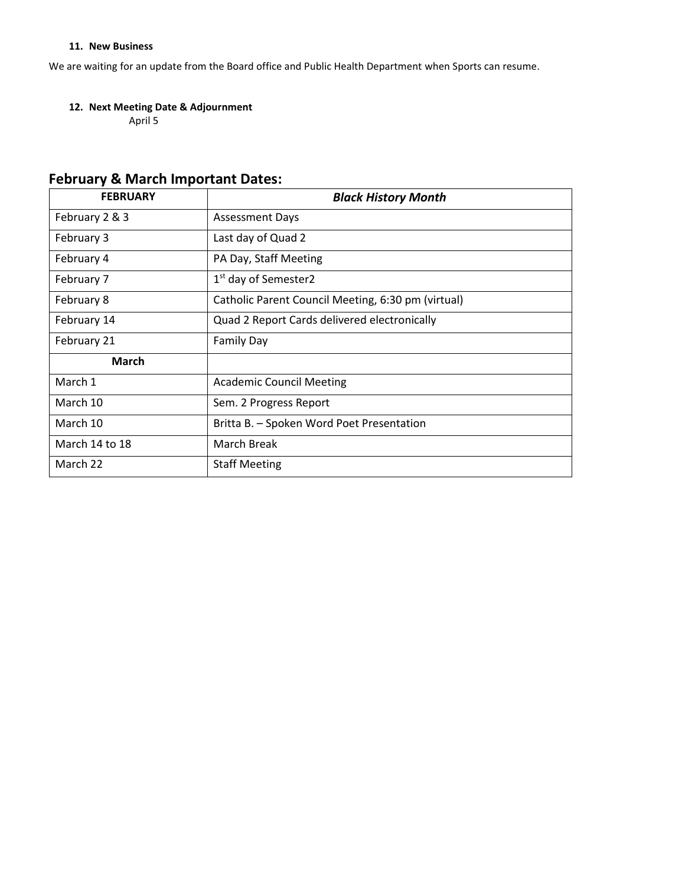**11. New Business**

We are waiting for an update from the Board office and Public Health Department when Sports can resume.

**12. Next Meeting Date & Adjournment**

April 5

## February & March Important Dates:

| FEBRUARY | ***Black History Month*** |
|---|---|
| February 2 & 3 | Assessment Days |
| February 3 | Last day of Quad 2 |
| February 4 | PA Day, Staff Meeting |
| February 7 | 1st day of Semester2 |
| February 8 | Catholic Parent Council Meeting, 6:30 pm (virtual) |
| February 14 | Quad 2 Report Cards delivered electronically |
| February 21 | Family Day |
| **March** | |
| March 1 | Academic Council Meeting |
| March 10 | Sem. 2 Progress Report |
| March 10 | Britta B. – Spoken Word Poet Presentation |
| March 14 to 18 | March Break |
| March 22 | Staff Meeting |